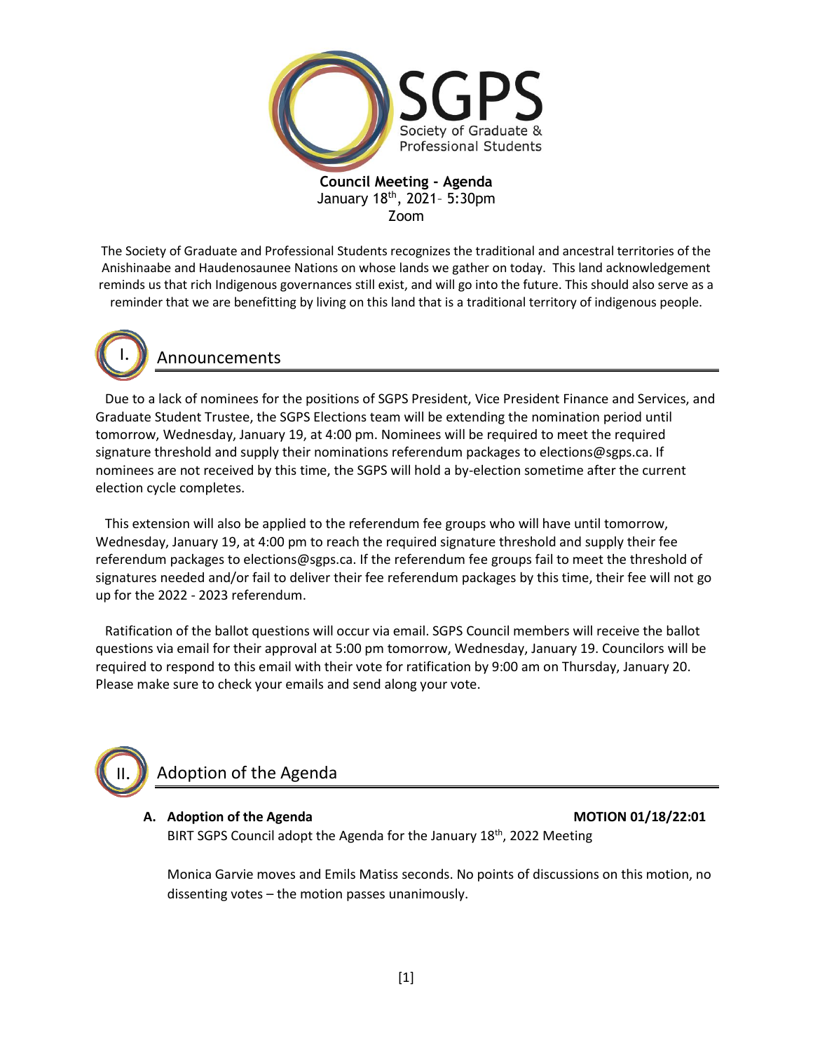SGPS
Society of Graduate & Professional Students

**Council Meeting - Agenda**
January 18th, 2021– 5:30pm
Zoom

The Society of Graduate and Professional Students recognizes the traditional and ancestral territories of the Anishinaabe and Haudenosaunee Nations on whose lands we gather on today. This land acknowledgement reminds us that rich Indigenous governances still exist, and will go into the future. This should also serve as a reminder that we are benefitting by living on this land that is a traditional territory of indigenous people.

## I. Announcements

Due to a lack of nominees for the positions of SGPS President, Vice President Finance and Services, and Graduate Student Trustee, the SGPS Elections team will be extending the nomination period until tomorrow, Wednesday, January 19, at 4:00 pm. Nominees will be required to meet the required signature threshold and supply their nominations referendum packages to elections@sgps.ca. If nominees are not received by this time, the SGPS will hold a by-election sometime after the current election cycle completes.

This extension will also be applied to the referendum fee groups who will have until tomorrow, Wednesday, January 19, at 4:00 pm to reach the required signature threshold and supply their fee referendum packages to elections@sgps.ca. If the referendum fee groups fail to meet the threshold of signatures needed and/or fail to deliver their fee referendum packages by this time, their fee will not go up for the 2022 - 2023 referendum.

Ratification of the ballot questions will occur via email. SGPS Council members will receive the ballot questions via email for their approval at 5:00 pm tomorrow, Wednesday, January 19. Councilors will be required to respond to this email with their vote for ratification by 9:00 am on Thursday, January 20. Please make sure to check your emails and send along your vote.

## II. Adoption of the Agenda

**A. Adoption of the Agenda** **MOTION 01/18/22:01**

BIRT SGPS Council adopt the Agenda for the January 18th, 2022 Meeting

Monica Garvie moves and Emils Matiss seconds. No points of discussions on this motion, no dissenting votes – the motion passes unanimously.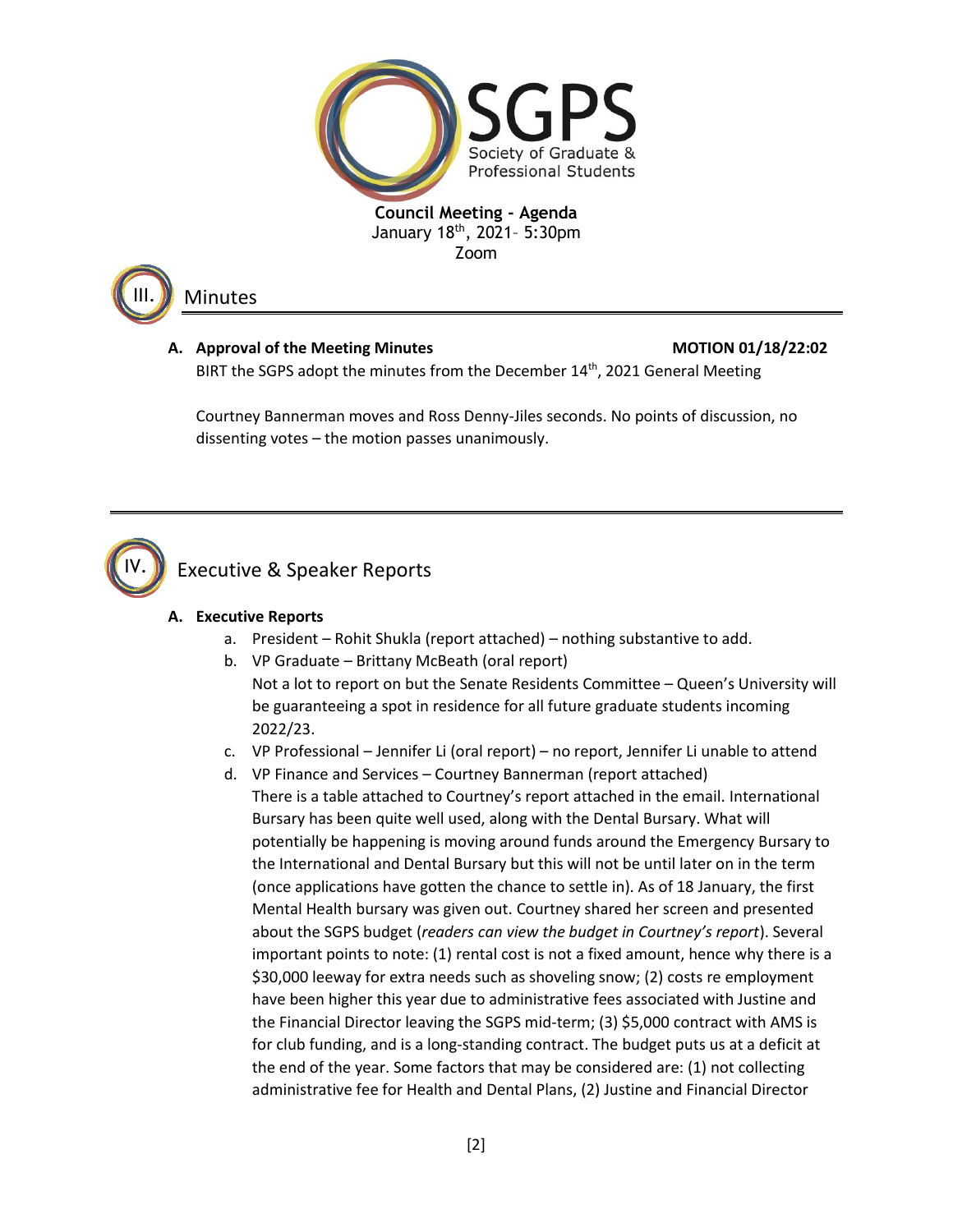**Council Meeting - Agenda**
January 18th, 2021– 5:30pm
Zoom

## III. Minutes

**A. Approval of the Meeting Minutes** **MOTION 01/18/22:02**

BIRT the SGPS adopt the minutes from the December 14th, 2021 General Meeting

Courtney Bannerman moves and Ross Denny-Jiles seconds. No points of discussion, no dissenting votes – the motion passes unanimously.

## IV. Executive & Speaker Reports

**A. Executive Reports**

a. President – Rohit Shukla (report attached) – nothing substantive to add.

b. VP Graduate – Brittany McBeath (oral report)
Not a lot to report on but the Senate Residents Committee – Queen's University will be guaranteeing a spot in residence for all future graduate students incoming 2022/23.

c. VP Professional – Jennifer Li (oral report) – no report, Jennifer Li unable to attend

d. VP Finance and Services – Courtney Bannerman (report attached)
There is a table attached to Courtney's report attached in the email. International Bursary has been quite well used, along with the Dental Bursary. What will potentially be happening is moving around funds around the Emergency Bursary to the International and Dental Bursary but this will not be until later on in the term (once applications have gotten the chance to settle in). As of 18 January, the first Mental Health bursary was given out. Courtney shared her screen and presented about the SGPS budget (*readers can view the budget in Courtney's report*). Several important points to note: (1) rental cost is not a fixed amount, hence why there is a $30,000 leeway for extra needs such as shoveling snow; (2) costs re employment have been higher this year due to administrative fees associated with Justine and the Financial Director leaving the SGPS mid-term; (3) $5,000 contract with AMS is for club funding, and is a long-standing contract. The budget puts us at a deficit at the end of the year. Some factors that may be considered are: (1) not collecting administrative fee for Health and Dental Plans, (2) Justine and Financial Director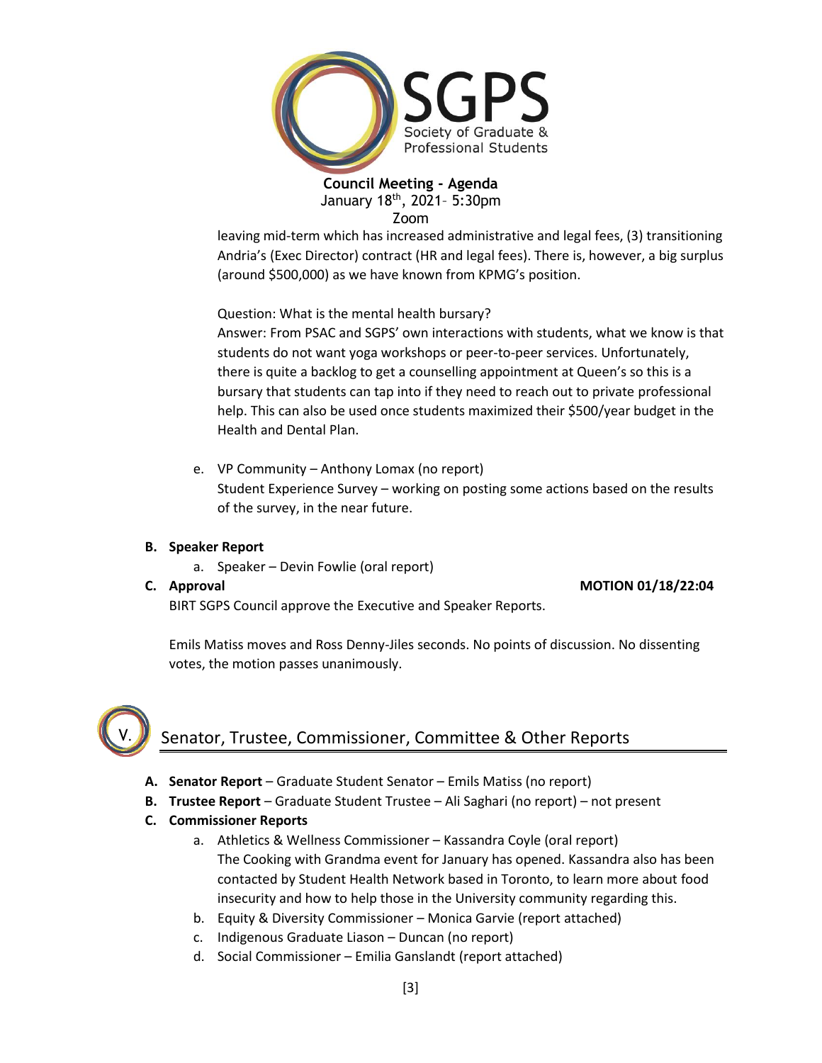leaving mid-term which has increased administrative and legal fees, (3) transitioning Andria's (Exec Director) contract (HR and legal fees). There is, however, a big surplus (around $500,000) as we have known from KPMG's position.

Question: What is the mental health bursary?
Answer: From PSAC and SGPS' own interactions with students, what we know is that students do not want yoga workshops or peer-to-peer services. Unfortunately, there is quite a backlog to get a counselling appointment at Queen's so this is a bursary that students can tap into if they need to reach out to private professional help. This can also be used once students maximized their $500/year budget in the Health and Dental Plan.

e. VP Community – Anthony Lomax (no report)
Student Experience Survey – working on posting some actions based on the results of the survey, in the near future.

**B. Speaker Report**

a. Speaker – Devin Fowlie (oral report)

**C. Approval** **MOTION 01/18/22:04**

BIRT SGPS Council approve the Executive and Speaker Reports.

Emils Matiss moves and Ross Denny-Jiles seconds. No points of discussion. No dissenting votes, the motion passes unanimously.

## V. Senator, Trustee, Commissioner, Committee & Other Reports

**A. Senator Report** – Graduate Student Senator – Emils Matiss (no report)

**B. Trustee Report** – Graduate Student Trustee – Ali Saghari (no report) – not present

**C. Commissioner Reports**

a. Athletics & Wellness Commissioner – Kassandra Coyle (oral report)
The Cooking with Grandma event for January has opened. Kassandra also has been contacted by Student Health Network based in Toronto, to learn more about food insecurity and how to help those in the University community regarding this.

b. Equity & Diversity Commissioner – Monica Garvie (report attached)

c. Indigenous Graduate Liason – Duncan (no report)

d. Social Commissioner – Emilia Ganslandt (report attached)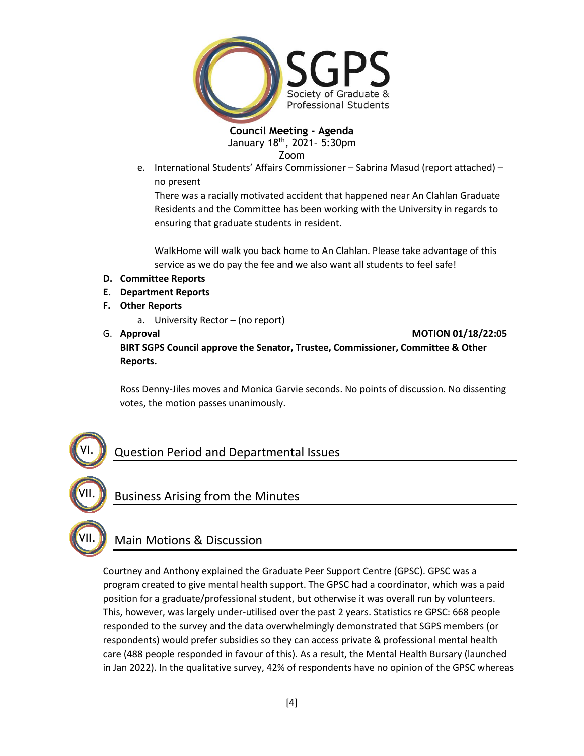**Council Meeting - Agenda**
January 18th, 2021– 5:30pm
Zoom

e. International Students' Affairs Commissioner – Sabrina Masud (report attached) – no present

   There was a racially motivated accident that happened near An Clahlan Graduate Residents and the Committee has been working with the University in regards to ensuring that graduate students in resident.

   WalkHome will walk you back home to An Clahlan. Please take advantage of this service as we do pay the fee and we also want all students to feel safe!

**D. Committee Reports**

**E. Department Reports**

**F. Other Reports**

a. University Rector – (no report)

G. **Approval** **MOTION 01/18/22:05**

**BIRT SGPS Council approve the Senator, Trustee, Commissioner, Committee & Other Reports.**

Ross Denny-Jiles moves and Monica Garvie seconds. No points of discussion. No dissenting votes, the motion passes unanimously.

## VI. Question Period and Departmental Issues

## VII. Business Arising from the Minutes

## VII. Main Motions & Discussion

Courtney and Anthony explained the Graduate Peer Support Centre (GPSC). GPSC was a program created to give mental health support. The GPSC had a coordinator, which was a paid position for a graduate/professional student, but otherwise it was overall run by volunteers. This, however, was largely under-utilised over the past 2 years. Statistics re GPSC: 668 people responded to the survey and the data overwhelmingly demonstrated that SGPS members (or respondents) would prefer subsidies so they can access private & professional mental health care (488 people responded in favour of this). As a result, the Mental Health Bursary (launched in Jan 2022). In the qualitative survey, 42% of respondents have no opinion of the GPSC whereas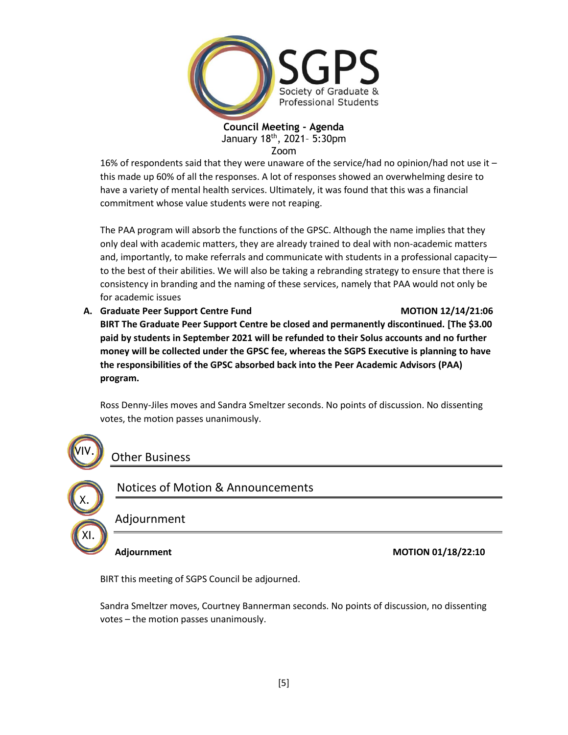16% of respondents said that they were unaware of the service/had no opinion/had not use it – this made up 60% of all the responses. A lot of responses showed an overwhelming desire to have a variety of mental health services. Ultimately, it was found that this was a financial commitment whose value students were not reaping.

The PAA program will absorb the functions of the GPSC. Although the name implies that they only deal with academic matters, they are already trained to deal with non-academic matters and, importantly, to make referrals and communicate with students in a professional capacity—to the best of their abilities. We will also be taking a rebranding strategy to ensure that there is consistency in branding and the naming of these services, namely that PAA would not only be for academic issues

**A. Graduate Peer Support Centre Fund** **MOTION 12/14/21:06**

**BIRT The Graduate Peer Support Centre be closed and permanently discontinued. [The $3.00 paid by students in September 2021 will be refunded to their Solus accounts and no further money will be collected under the GPSC fee, whereas the SGPS Executive is planning to have the responsibilities of the GPSC absorbed back into the Peer Academic Advisors (PAA) program.**

Ross Denny-Jiles moves and Sandra Smeltzer seconds. No points of discussion. No dissenting votes, the motion passes unanimously.

## VIV. Other Business

## X. Notices of Motion & Announcements

## XI. Adjournment

**Adjournment** **MOTION 01/18/22:10**

BIRT this meeting of SGPS Council be adjourned.

Sandra Smeltzer moves, Courtney Bannerman seconds. No points of discussion, no dissenting votes – the motion passes unanimously.